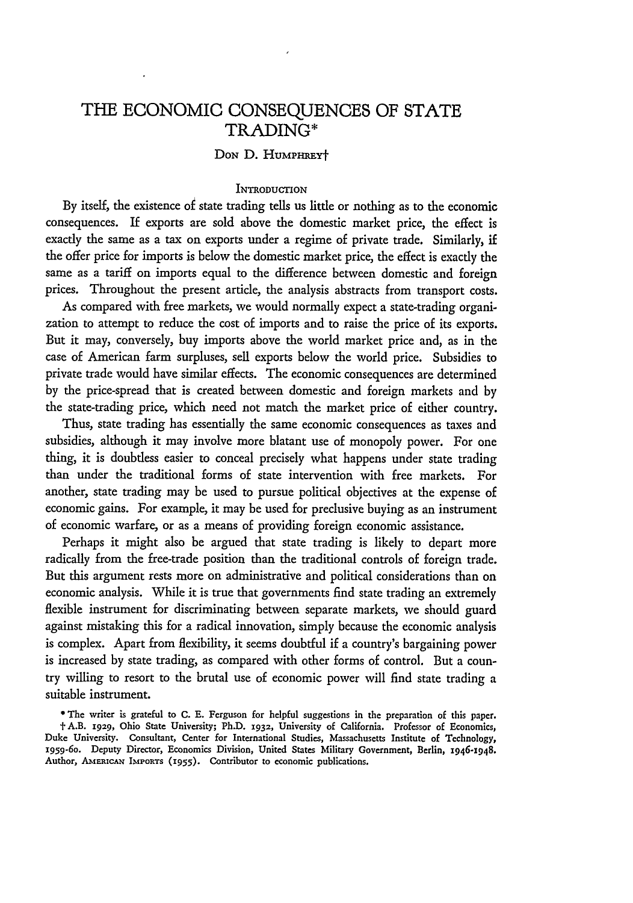# THE ECONOMIC CONSEQUENCES OF STATE TRADING*

DON D. HUMPHREY†

## INTRODUCTION

By itself, the existence of state trading tells us little or nothing as to the economic consequences. If exports are sold above the domestic market price, the effect is exactly the same as a tax on exports under a regime of private trade. Similarly, if the offer price for imports is below the domestic market price, the effect is exactly the same as a tariff on imports equal to the difference between domestic and foreign prices. Throughout the present article, the analysis abstracts from transport costs.

As compared with free markets, we would normally expect a state-trading organization to attempt to reduce the cost of imports and to raise the price of its exports. But it may, conversely, buy imports above the world market price and, as in the case of American farm surpluses, sell exports below the world price. Subsidies to private trade would have similar effects. The economic consequences are determined by the price-spread that is created between domestic and foreign markets and by the state-trading price, which need not match the market price of either country.

Thus, state trading has essentially the same economic consequences as taxes and subsidies, although it may involve more blatant use of monopoly power. For one thing, it is doubtless easier to conceal precisely what happens under state trading than under the traditional forms of state intervention with free markets. For another, state trading may be used to pursue political objectives at the expense of economic gains. For example, it may be used for preclusive buying as an instrument of economic warfare, or as a means of providing foreign economic assistance.

Perhaps it might also be argued that state trading is likely to depart more radically from the free-trade position than the traditional controls of foreign trade. But this argument rests more on administrative and political considerations than on economic analysis. While it is true that governments find state trading an extremely flexible instrument for discriminating between separate markets, we should guard against mistaking this for a radical innovation, simply because the economic analysis is complex. Apart from flexibility, it seems doubtful if a country's bargaining power is increased by state trading, as compared with other forms of control. But a country willing to resort to the brutal use of economic power will find state trading a suitable instrument.

* The writer is grateful to C. E. Ferguson for helpful suggestions in the preparation of this paper.

† A.B. 1929, Ohio State University; Ph.D. 1932, University of California. Professor of Economics, Duke University. Consultant, Center for International Studies, Massachusetts Institute of Technology, 1959-60. Deputy Director, Economics Division, United States Military Government, Berlin, 1946-1948. Author, AMERICAN IMPORTS (1955). Contributor to economic publications.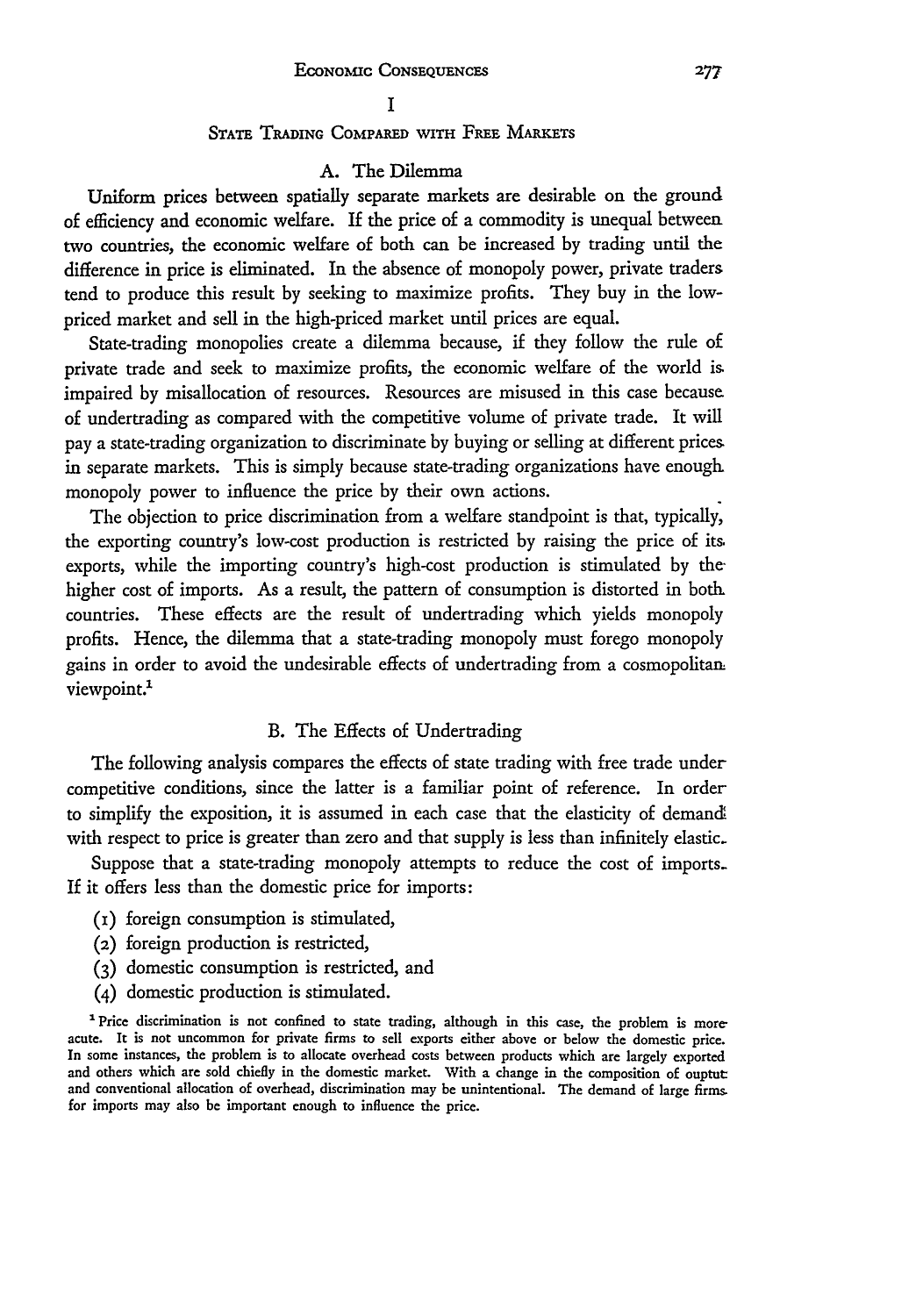## I

## State Trading Compared with Free Markets

### A. The Dilemma

Uniform prices between spatially separate markets are desirable on the ground of efficiency and economic welfare. If the price of a commodity is unequal between two countries, the economic welfare of both can be increased by trading until the difference in price is eliminated. In the absence of monopoly power, private traders tend to produce this result by seeking to maximize profits. They buy in the low-priced market and sell in the high-priced market until prices are equal.

State-trading monopolies create a dilemma because, if they follow the rule of private trade and seek to maximize profits, the economic welfare of the world is impaired by misallocation of resources. Resources are misused in this case because of undertrading as compared with the competitive volume of private trade. It will pay a state-trading organization to discriminate by buying or selling at different prices in separate markets. This is simply because state-trading organizations have enough monopoly power to influence the price by their own actions.

The objection to price discrimination from a welfare standpoint is that, typically, the exporting country's low-cost production is restricted by raising the price of its exports, while the importing country's high-cost production is stimulated by the higher cost of imports. As a result, the pattern of consumption is distorted in both countries. These effects are the result of undertrading which yields monopoly profits. Hence, the dilemma that a state-trading monopoly must forego monopoly gains in order to avoid the undesirable effects of undertrading from a cosmopolitan viewpoint.[1]

### B. The Effects of Undertrading

The following analysis compares the effects of state trading with free trade under competitive conditions, since the latter is a familiar point of reference. In order to simplify the exposition, it is assumed in each case that the elasticity of demand with respect to price is greater than zero and that supply is less than infinitely elastic.

Suppose that a state-trading monopoly attempts to reduce the cost of imports. If it offers less than the domestic price for imports:

(1) foreign consumption is stimulated,
(2) foreign production is restricted,
(3) domestic consumption is restricted, and
(4) domestic production is stimulated.

[1] Price discrimination is not confined to state trading, although in this case, the problem is more acute. It is not uncommon for private firms to sell exports either above or below the domestic price. In some instances, the problem is to allocate overhead costs between products which are largely exported and others which are sold chiefly in the domestic market. With a change in the composition of ouptut and conventional allocation of overhead, discrimination may be unintentional. The demand of large firms for imports may also be important enough to influence the price.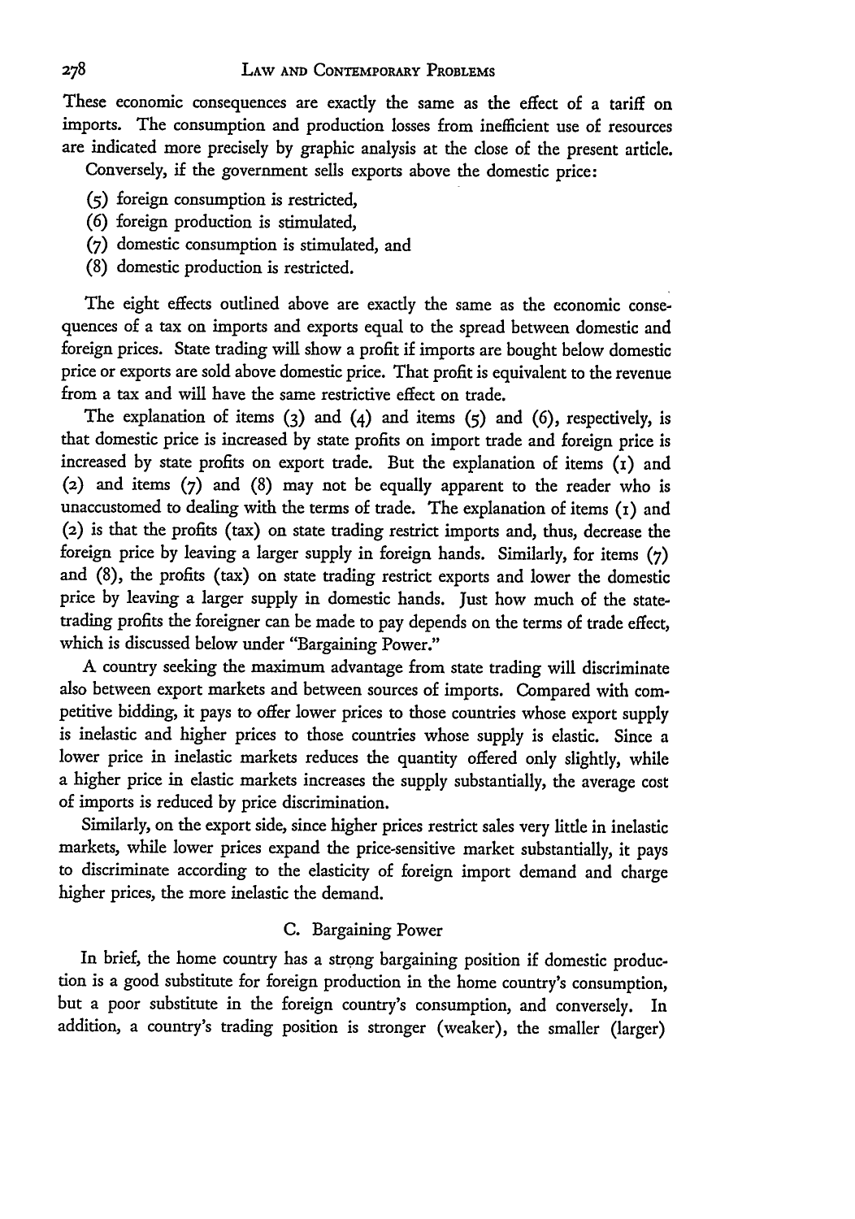These economic consequences are exactly the same as the effect of a tariff on imports. The consumption and production losses from inefficient use of resources are indicated more precisely by graphic analysis at the close of the present article.

Conversely, if the government sells exports above the domestic price:

(5) foreign consumption is restricted,
(6) foreign production is stimulated,
(7) domestic consumption is stimulated, and
(8) domestic production is restricted.

The eight effects outlined above are exactly the same as the economic consequences of a tax on imports and exports equal to the spread between domestic and foreign prices. State trading will show a profit if imports are bought below domestic price or exports are sold above domestic price. That profit is equivalent to the revenue from a tax and will have the same restrictive effect on trade.

The explanation of items (3) and (4) and items (5) and (6), respectively, is that domestic price is increased by state profits on import trade and foreign price is increased by state profits on export trade. But the explanation of items (1) and (2) and items (7) and (8) may not be equally apparent to the reader who is unaccustomed to dealing with the terms of trade. The explanation of items (1) and (2) is that the profits (tax) on state trading restrict imports and, thus, decrease the foreign price by leaving a larger supply in foreign hands. Similarly, for items (7) and (8), the profits (tax) on state trading restrict exports and lower the domestic price by leaving a larger supply in domestic hands. Just how much of the state-trading profits the foreigner can be made to pay depends on the terms of trade effect, which is discussed below under "Bargaining Power."

A country seeking the maximum advantage from state trading will discriminate also between export markets and between sources of imports. Compared with competitive bidding, it pays to offer lower prices to those countries whose export supply is inelastic and higher prices to those countries whose supply is elastic. Since a lower price in inelastic markets reduces the quantity offered only slightly, while a higher price in elastic markets increases the supply substantially, the average cost of imports is reduced by price discrimination.

Similarly, on the export side, since higher prices restrict sales very little in inelastic markets, while lower prices expand the price-sensitive market substantially, it pays to discriminate according to the elasticity of foreign import demand and charge higher prices, the more inelastic the demand.

### C. Bargaining Power

In brief, the home country has a strong bargaining position if domestic production is a good substitute for foreign production in the home country's consumption, but a poor substitute in the foreign country's consumption, and conversely. In addition, a country's trading position is stronger (weaker), the smaller (larger)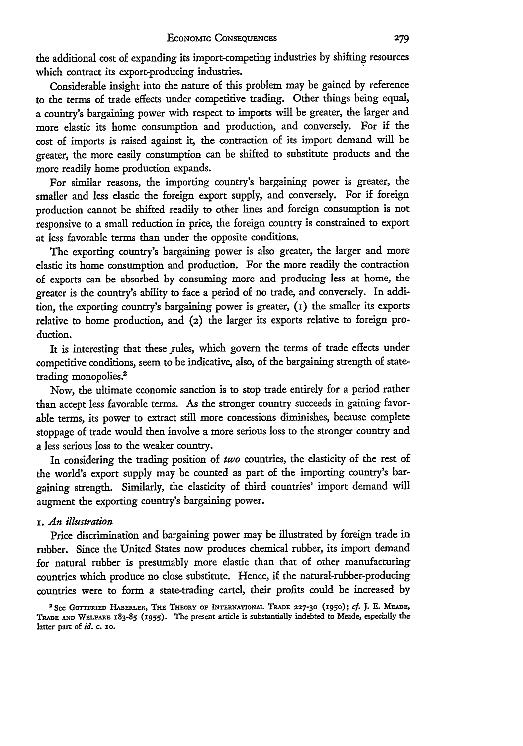the additional cost of expanding its import-competing industries by shifting resources which contract its export-producing industries.

Considerable insight into the nature of this problem may be gained by reference to the terms of trade effects under competitive trading. Other things being equal, a country's bargaining power with respect to imports will be greater, the larger and more elastic its home consumption and production, and conversely. For if the cost of imports is raised against it, the contraction of its import demand will be greater, the more easily consumption can be shifted to substitute products and the more readily home production expands.

For similar reasons, the importing country's bargaining power is greater, the smaller and less elastic the foreign export supply, and conversely. For if foreign production cannot be shifted readily to other lines and foreign consumption is not responsive to a small reduction in price, the foreign country is constrained to export at less favorable terms than under the opposite conditions.

The exporting country's bargaining power is also greater, the larger and more elastic its home consumption and production. For the more readily the contraction of exports can be absorbed by consuming more and producing less at home, the greater is the country's ability to face a period of no trade, and conversely. In addition, the exporting country's bargaining power is greater, (1) the smaller its exports relative to home production, and (2) the larger its exports relative to foreign production.

It is interesting that these rules, which govern the terms of trade effects under competitive conditions, seem to be indicative, also, of the bargaining strength of state-trading monopolies.[2]

Now, the ultimate economic sanction is to stop trade entirely for a period rather than accept less favorable terms. As the stronger country succeeds in gaining favorable terms, its power to extract still more concessions diminishes, because complete stoppage of trade would then involve a more serious loss to the stronger country and a less serious loss to the weaker country.

In considering the trading position of *two* countries, the elasticity of the rest of the world's export supply may be counted as part of the importing country's bargaining strength. Similarly, the elasticity of third countries' import demand will augment the exporting country's bargaining power.

### 1. *An illustration*

Price discrimination and bargaining power may be illustrated by foreign trade in rubber. Since the United States now produces chemical rubber, its import demand for natural rubber is presumably more elastic than that of other manufacturing countries which produce no close substitute. Hence, if the natural-rubber-producing countries were to form a state-trading cartel, their profits could be increased by

[2] See GOTTFRIED HABERLER, THE THEORY OF INTERNATIONAL TRADE 227-30 (1950); *cf.* J. E. MEADE, TRADE AND WELFARE 183-85 (1955). The present article is substantially indebted to Meade, especially the latter part of *id.* c. 10.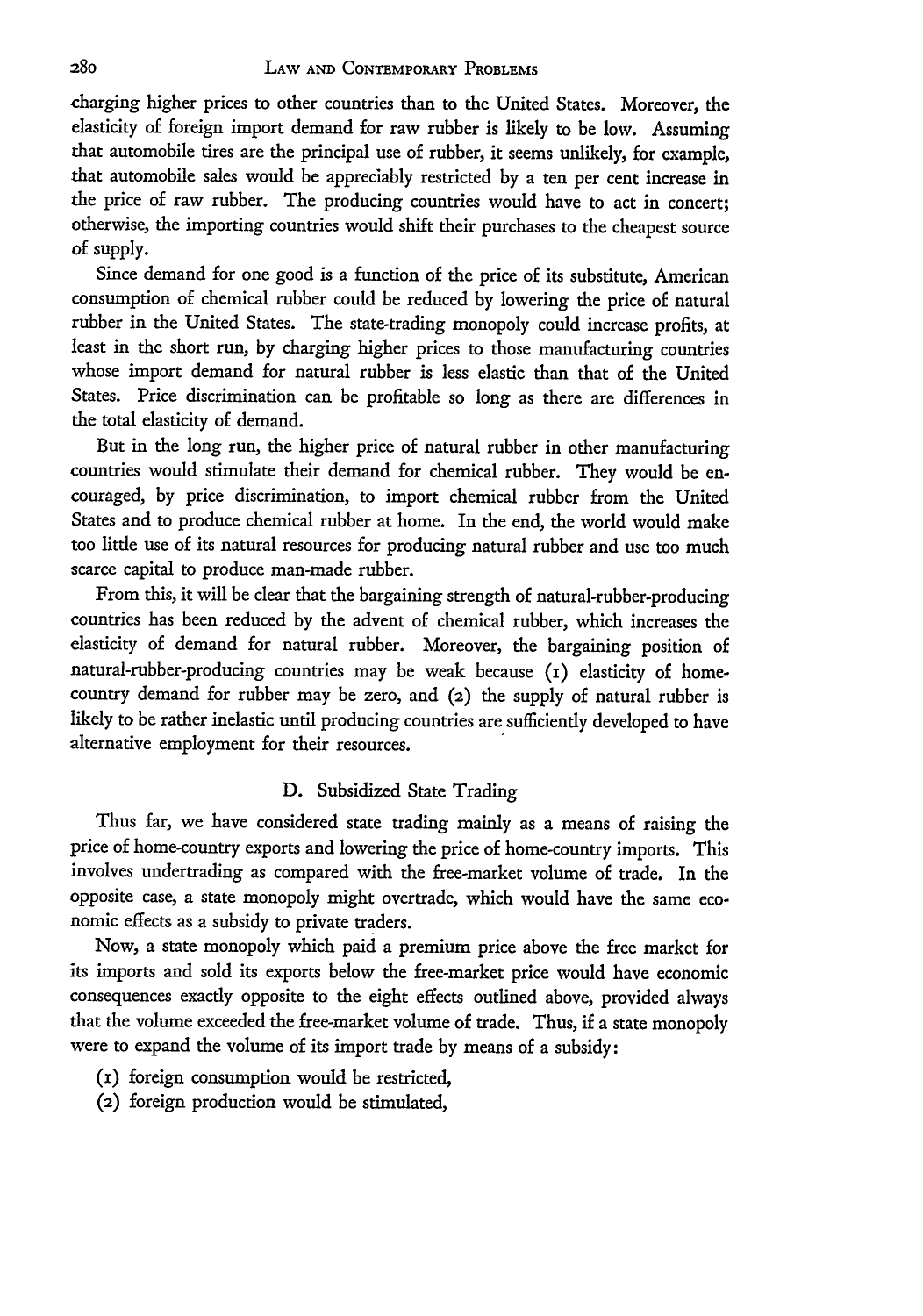charging higher prices to other countries than to the United States. Moreover, the elasticity of foreign import demand for raw rubber is likely to be low. Assuming that automobile tires are the principal use of rubber, it seems unlikely, for example, that automobile sales would be appreciably restricted by a ten per cent increase in the price of raw rubber. The producing countries would have to act in concert; otherwise, the importing countries would shift their purchases to the cheapest source of supply.

Since demand for one good is a function of the price of its substitute, American consumption of chemical rubber could be reduced by lowering the price of natural rubber in the United States. The state-trading monopoly could increase profits, at least in the short run, by charging higher prices to those manufacturing countries whose import demand for natural rubber is less elastic than that of the United States. Price discrimination can be profitable so long as there are differences in the total elasticity of demand.

But in the long run, the higher price of natural rubber in other manufacturing countries would stimulate their demand for chemical rubber. They would be encouraged, by price discrimination, to import chemical rubber from the United States and to produce chemical rubber at home. In the end, the world would make too little use of its natural resources for producing natural rubber and use too much scarce capital to produce man-made rubber.

From this, it will be clear that the bargaining strength of natural-rubber-producing countries has been reduced by the advent of chemical rubber, which increases the elasticity of demand for natural rubber. Moreover, the bargaining position of natural-rubber-producing countries may be weak because (1) elasticity of home-country demand for rubber may be zero, and (2) the supply of natural rubber is likely to be rather inelastic until producing countries are sufficiently developed to have alternative employment for their resources.

### D. Subsidized State Trading

Thus far, we have considered state trading mainly as a means of raising the price of home-country exports and lowering the price of home-country imports. This involves undertrading as compared with the free-market volume of trade. In the opposite case, a state monopoly might overtrade, which would have the same economic effects as a subsidy to private traders.

Now, a state monopoly which paid a premium price above the free market for its imports and sold its exports below the free-market price would have economic consequences exactly opposite to the eight effects outlined above, provided always that the volume exceeded the free-market volume of trade. Thus, if a state monopoly were to expand the volume of its import trade by means of a subsidy:

(1) foreign consumption would be restricted,

(2) foreign production would be stimulated,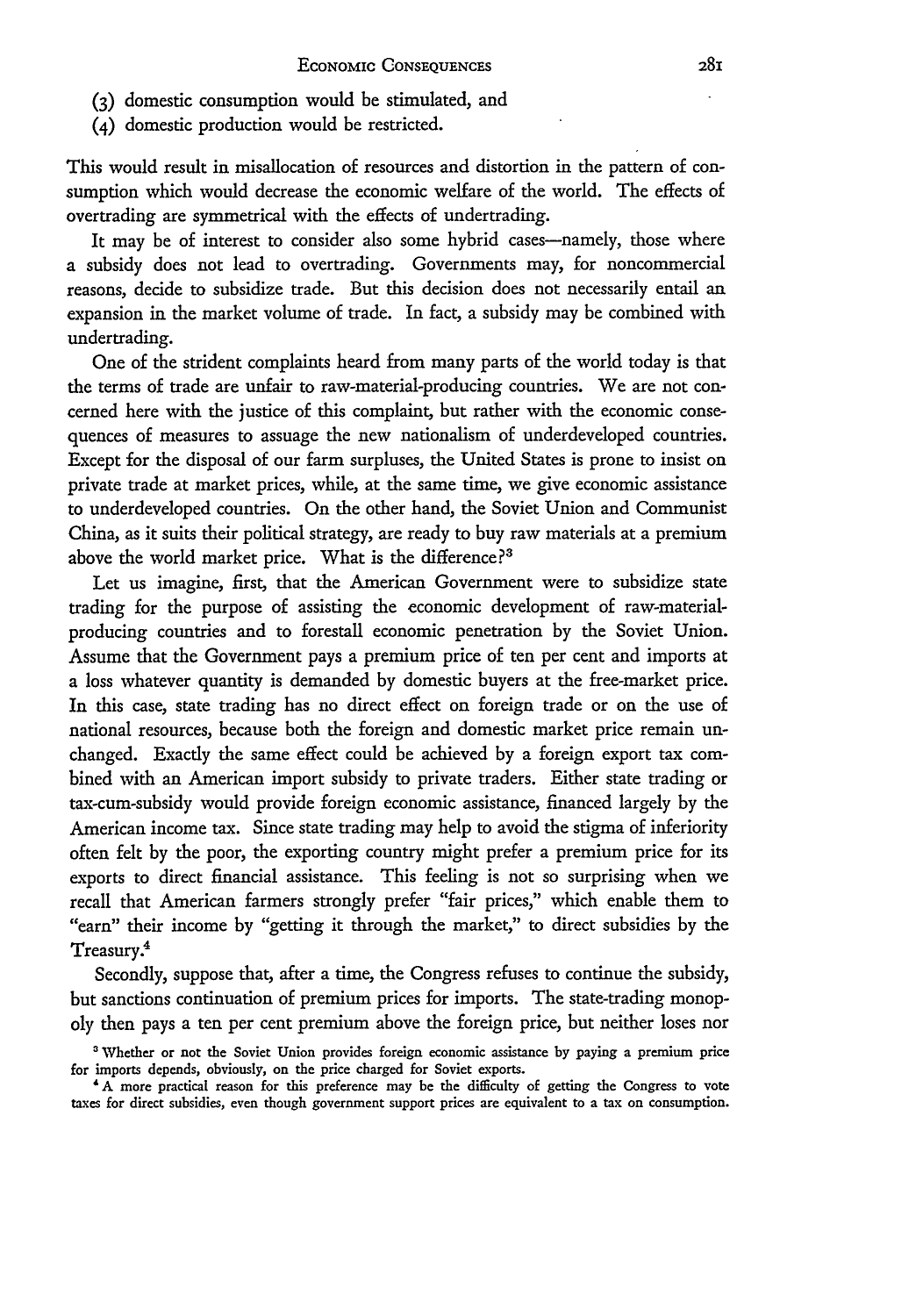(3) domestic consumption would be stimulated, and

(4) domestic production would be restricted.

This would result in misallocation of resources and distortion in the pattern of consumption which would decrease the economic welfare of the world. The effects of overtrading are symmetrical with the effects of undertrading.

It may be of interest to consider also some hybrid cases—namely, those where a subsidy does not lead to overtrading. Governments may, for noncommercial reasons, decide to subsidize trade. But this decision does not necessarily entail an expansion in the market volume of trade. In fact, a subsidy may be combined with undertrading.

One of the strident complaints heard from many parts of the world today is that the terms of trade are unfair to raw-material-producing countries. We are not concerned here with the justice of this complaint, but rather with the economic consequences of measures to assuage the new nationalism of underdeveloped countries. Except for the disposal of our farm surpluses, the United States is prone to insist on private trade at market prices, while, at the same time, we give economic assistance to underdeveloped countries. On the other hand, the Soviet Union and Communist China, as it suits their political strategy, are ready to buy raw materials at a premium above the world market price. What is the difference?[3]

Let us imagine, first, that the American Government were to subsidize state trading for the purpose of assisting the economic development of raw-material-producing countries and to forestall economic penetration by the Soviet Union. Assume that the Government pays a premium price of ten per cent and imports at a loss whatever quantity is demanded by domestic buyers at the free-market price. In this case, state trading has no direct effect on foreign trade or on the use of national resources, because both the foreign and domestic market price remain unchanged. Exactly the same effect could be achieved by a foreign export tax combined with an American import subsidy to private traders. Either state trading or tax-cum-subsidy would provide foreign economic assistance, financed largely by the American income tax. Since state trading may help to avoid the stigma of inferiority often felt by the poor, the exporting country might prefer a premium price for its exports to direct financial assistance. This feeling is not so surprising when we recall that American farmers strongly prefer "fair prices," which enable them to "earn" their income by "getting it through the market," to direct subsidies by the Treasury.[4]

Secondly, suppose that, after a time, the Congress refuses to continue the subsidy, but sanctions continuation of premium prices for imports. The state-trading monopoly then pays a ten per cent premium above the foreign price, but neither loses nor

[3] Whether or not the Soviet Union provides foreign economic assistance by paying a premium price for imports depends, obviously, on the price charged for Soviet exports.

[4] A more practical reason for this preference may be the difficulty of getting the Congress to vote taxes for direct subsidies, even though government support prices are equivalent to a tax on consumption.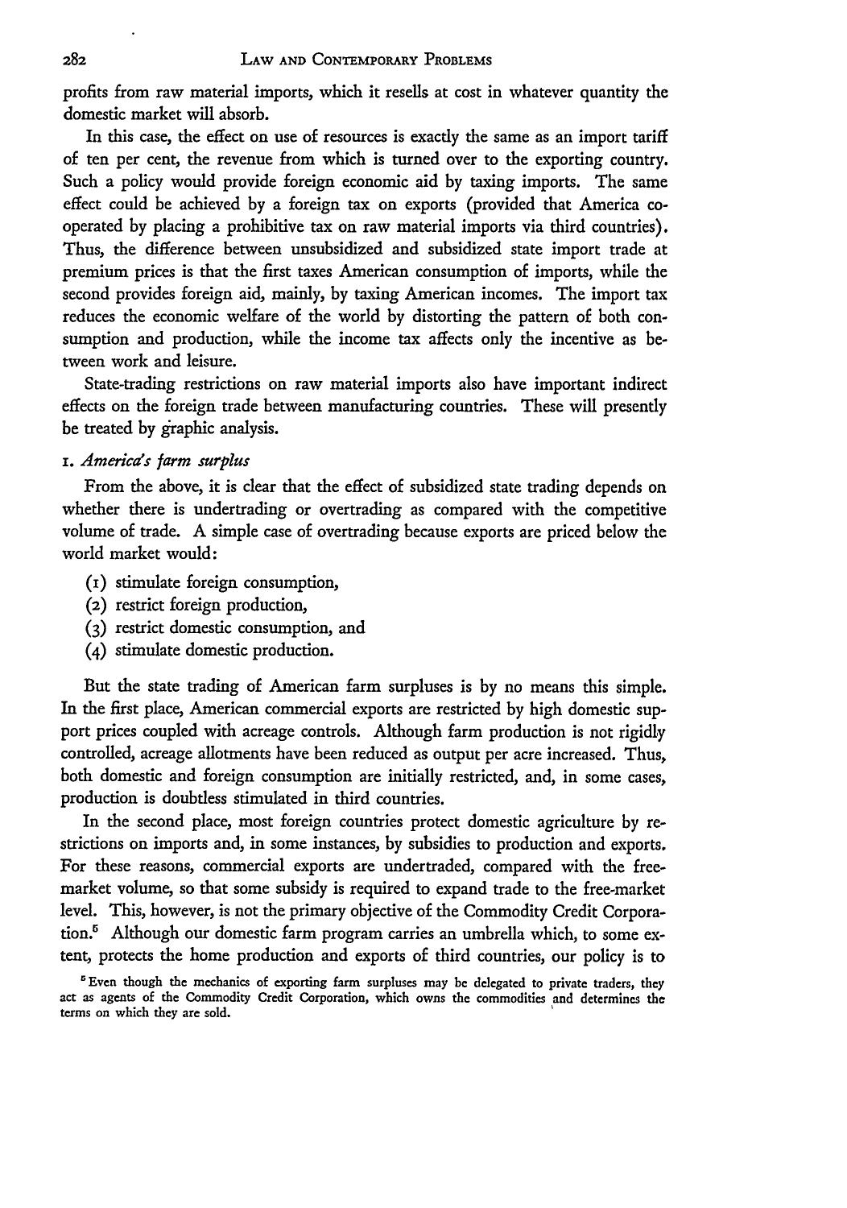profits from raw material imports, which it resells at cost in whatever quantity the domestic market will absorb.

In this case, the effect on use of resources is exactly the same as an import tariff of ten per cent, the revenue from which is turned over to the exporting country. Such a policy would provide foreign economic aid by taxing imports. The same effect could be achieved by a foreign tax on exports (provided that America cooperated by placing a prohibitive tax on raw material imports via third countries). Thus, the difference between unsubsidized and subsidized state import trade at premium prices is that the first taxes American consumption of imports, while the second provides foreign aid, mainly, by taxing American incomes. The import tax reduces the economic welfare of the world by distorting the pattern of both consumption and production, while the income tax affects only the incentive as between work and leisure.

State-trading restrictions on raw material imports also have important indirect effects on the foreign trade between manufacturing countries. These will presently be treated by graphic analysis.

### 1. *America's farm surplus*

From the above, it is clear that the effect of subsidized state trading depends on whether there is undertrading or overtrading as compared with the competitive volume of trade. A simple case of overtrading because exports are priced below the world market would:

(1) stimulate foreign consumption,
(2) restrict foreign production,
(3) restrict domestic consumption, and
(4) stimulate domestic production.

But the state trading of American farm surpluses is by no means this simple. In the first place, American commercial exports are restricted by high domestic support prices coupled with acreage controls. Although farm production is not rigidly controlled, acreage allotments have been reduced as output per acre increased. Thus, both domestic and foreign consumption are initially restricted, and, in some cases, production is doubtless stimulated in third countries.

In the second place, most foreign countries protect domestic agriculture by restrictions on imports and, in some instances, by subsidies to production and exports. For these reasons, commercial exports are undertraded, compared with the free-market volume, so that some subsidy is required to expand trade to the free-market level. This, however, is not the primary objective of the Commodity Credit Corporation.[5] Although our domestic farm program carries an umbrella which, to some extent, protects the home production and exports of third countries, our policy is to

[5] Even though the mechanics of exporting farm surpluses may be delegated to private traders, they act as agents of the Commodity Credit Corporation, which owns the commodities and determines the terms on which they are sold.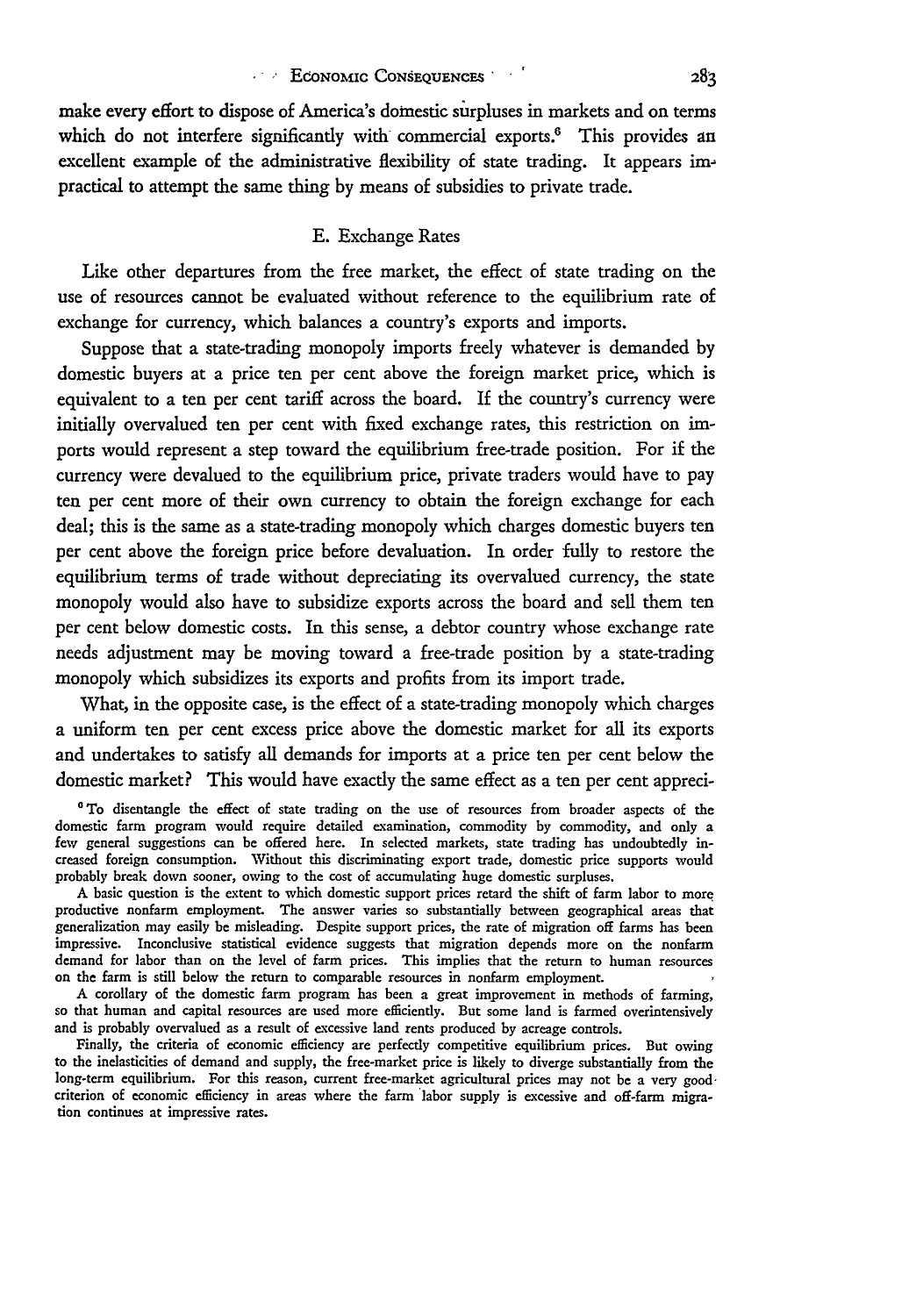make every effort to dispose of America's domestic surpluses in markets and on terms which do not interfere significantly with commercial exports.[6] This provides an excellent example of the administrative flexibility of state trading. It appears impractical to attempt the same thing by means of subsidies to private trade.

### E. Exchange Rates

Like other departures from the free market, the effect of state trading on the use of resources cannot be evaluated without reference to the equilibrium rate of exchange for currency, which balances a country's exports and imports.

Suppose that a state-trading monopoly imports freely whatever is demanded by domestic buyers at a price ten per cent above the foreign market price, which is equivalent to a ten per cent tariff across the board. If the country's currency were initially overvalued ten per cent with fixed exchange rates, this restriction on imports would represent a step toward the equilibrium free-trade position. For if the currency were devalued to the equilibrium price, private traders would have to pay ten per cent more of their own currency to obtain the foreign exchange for each deal; this is the same as a state-trading monopoly which charges domestic buyers ten per cent above the foreign price before devaluation. In order fully to restore the equilibrium terms of trade without depreciating its overvalued currency, the state monopoly would also have to subsidize exports across the board and sell them ten per cent below domestic costs. In this sense, a debtor country whose exchange rate needs adjustment may be moving toward a free-trade position by a state-trading monopoly which subsidizes its exports and profits from its import trade.

What, in the opposite case, is the effect of a state-trading monopoly which charges a uniform ten per cent excess price above the domestic market for all its exports and undertakes to satisfy all demands for imports at a price ten per cent below the domestic market? This would have exactly the same effect as a ten per cent appreci-

---

[6] To disentangle the effect of state trading on the use of resources from broader aspects of the domestic farm program would require detailed examination, commodity by commodity, and only a few general suggestions can be offered here. In selected markets, state trading has undoubtedly increased foreign consumption. Without this discriminating export trade, domestic price supports would probably break down sooner, owing to the cost of accumulating huge domestic surpluses.

A basic question is the extent to which domestic support prices retard the shift of farm labor to more productive nonfarm employment. The answer varies so substantially between geographical areas that generalization may easily be misleading. Despite support prices, the rate of migration off farms has been impressive. Inconclusive statistical evidence suggests that migration depends more on the nonfarm demand for labor than on the level of farm prices. This implies that the return to human resources on the farm is still below the return to comparable resources in nonfarm employment.

A corollary of the domestic farm program has been a great improvement in methods of farming, so that human and capital resources are used more efficiently. But some land is farmed overintensively and is probably overvalued as a result of excessive land rents produced by acreage controls.

Finally, the criteria of economic efficiency are perfectly competitive equilibrium prices. But owing to the inelasticities of demand and supply, the free-market price is likely to diverge substantially from the long-term equilibrium. For this reason, current free-market agricultural prices may not be a very good criterion of economic efficiency in areas where the farm labor supply is excessive and off-farm migration continues at impressive rates.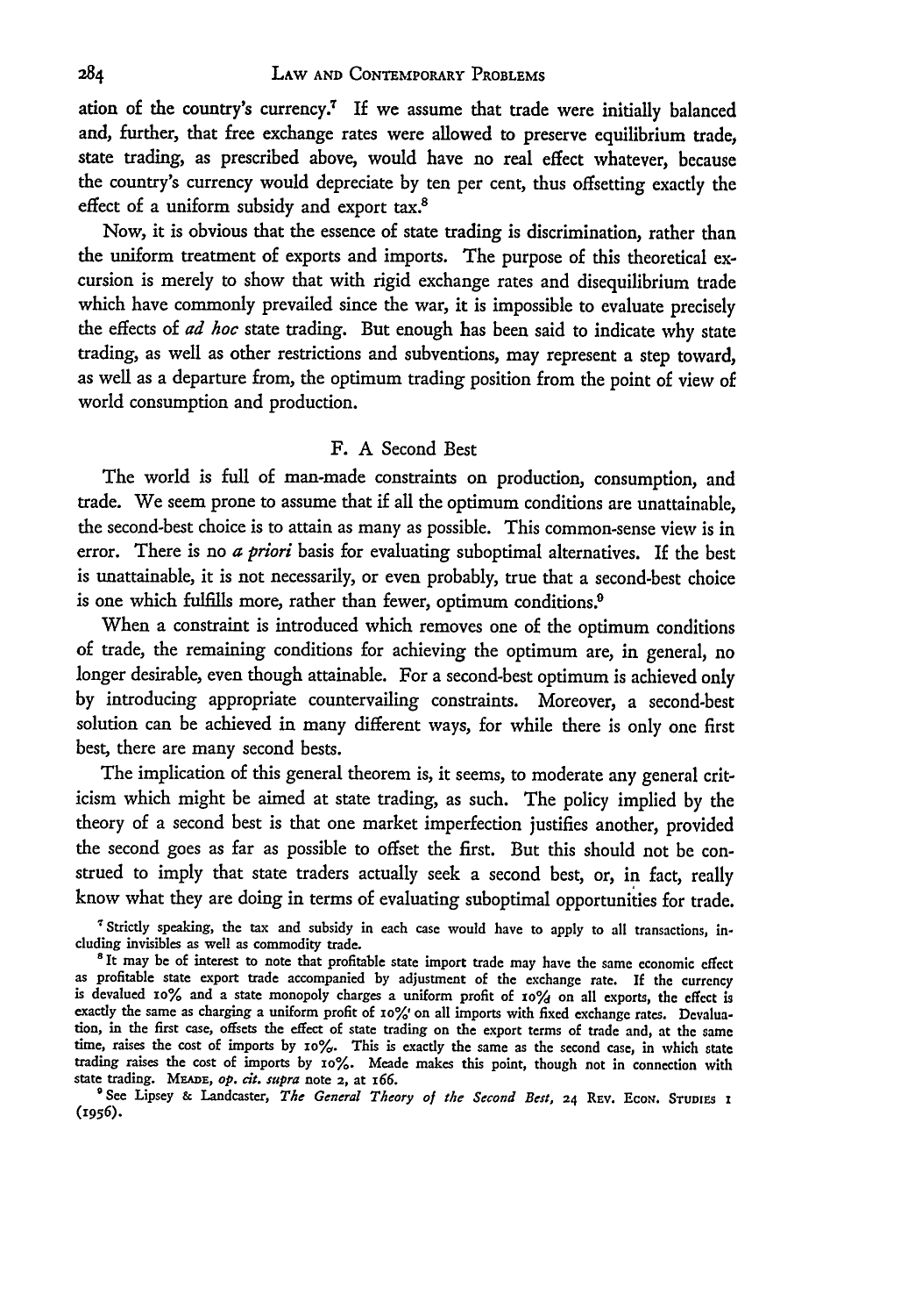ation of the country's currency.[7] If we assume that trade were initially balanced and, further, that free exchange rates were allowed to preserve equilibrium trade, state trading, as prescribed above, would have no real effect whatever, because the country's currency would depreciate by ten per cent, thus offsetting exactly the effect of a uniform subsidy and export tax.[8]

Now, it is obvious that the essence of state trading is discrimination, rather than the uniform treatment of exports and imports. The purpose of this theoretical excursion is merely to show that with rigid exchange rates and disequilibrium trade which have commonly prevailed since the war, it is impossible to evaluate precisely the effects of *ad hoc* state trading. But enough has been said to indicate why state trading, as well as other restrictions and subventions, may represent a step toward, as well as a departure from, the optimum trading position from the point of view of world consumption and production.

### F. A Second Best

The world is full of man-made constraints on production, consumption, and trade. We seem prone to assume that if all the optimum conditions are unattainable, the second-best choice is to attain as many as possible. This common-sense view is in error. There is no *a priori* basis for evaluating suboptimal alternatives. If the best is unattainable, it is not necessarily, or even probably, true that a second-best choice is one which fulfills more, rather than fewer, optimum conditions.[9]

When a constraint is introduced which removes one of the optimum conditions of trade, the remaining conditions for achieving the optimum are, in general, no longer desirable, even though attainable. For a second-best optimum is achieved only by introducing appropriate countervailing constraints. Moreover, a second-best solution can be achieved in many different ways, for while there is only one first best, there are many second bests.

The implication of this general theorem is, it seems, to moderate any general criticism which might be aimed at state trading, as such. The policy implied by the theory of a second best is that one market imperfection justifies another, provided the second goes as far as possible to offset the first. But this should not be construed to imply that state traders actually seek a second best, or, in fact, really know what they are doing in terms of evaluating suboptimal opportunities for trade.

[7] Strictly speaking, the tax and subsidy in each case would have to apply to all transactions, including invisibles as well as commodity trade.

[8] It may be of interest to note that profitable state import trade may have the same economic effect as profitable state export trade accompanied by adjustment of the exchange rate. If the currency is devalued 10% and a state monopoly charges a uniform profit of 10% on all exports, the effect is exactly the same as charging a uniform profit of 10% on all imports with fixed exchange rates. Devaluation, in the first case, offsets the effect of state trading on the export terms of trade and, at the same time, raises the cost of imports by 10%. This is exactly the same as the second case, in which state trading raises the cost of imports by 10%. Meade makes this point, though not in connection with state trading. MEADE, *op. cit. supra* note 2, at 166.

[9] See Lipsey & Landcaster, *The General Theory of the Second Best*, 24 REV. ECON. STUDIES 1 (1956).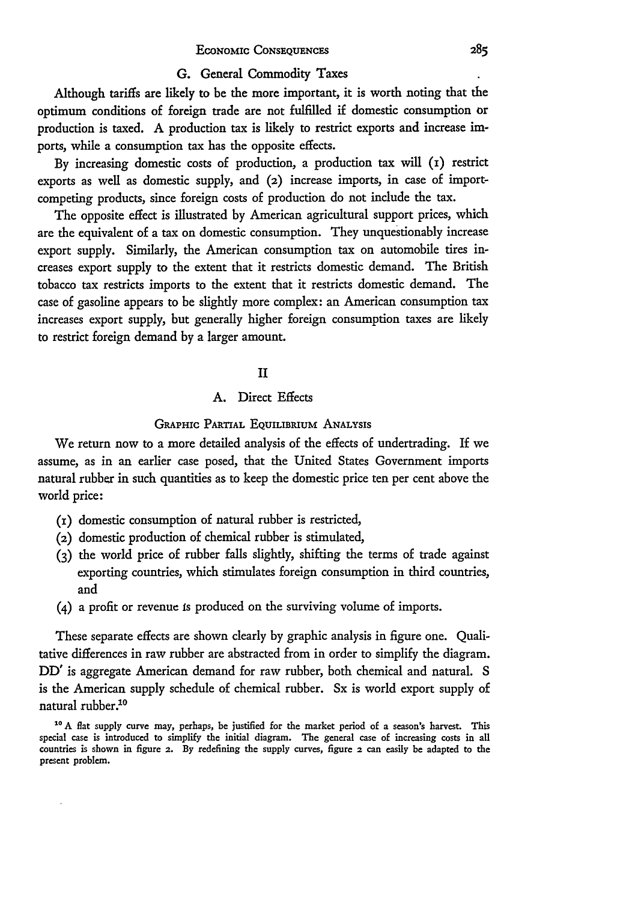### G. General Commodity Taxes

Although tariffs are likely to be the more important, it is worth noting that the optimum conditions of foreign trade are not fulfilled if domestic consumption or production is taxed. A production tax is likely to restrict exports and increase imports, while a consumption tax has the opposite effects.

By increasing domestic costs of production, a production tax will (1) restrict exports as well as domestic supply, and (2) increase imports, in case of import-competing products, since foreign costs of production do not include the tax.

The opposite effect is illustrated by American agricultural support prices, which are the equivalent of a tax on domestic consumption. They unquestionably increase export supply. Similarly, the American consumption tax on automobile tires increases export supply to the extent that it restricts domestic demand. The British tobacco tax restricts imports to the extent that it restricts domestic demand. The case of gasoline appears to be slightly more complex: an American consumption tax increases export supply, but generally higher foreign consumption taxes are likely to restrict foreign demand by a larger amount.

## II

### A. Direct Effects

#### Graphic Partial Equilibrium Analysis

We return now to a more detailed analysis of the effects of undertrading. If we assume, as in an earlier case posed, that the United States Government imports natural rubber in such quantities as to keep the domestic price ten per cent above the world price:

(1) domestic consumption of natural rubber is restricted,
(2) domestic production of chemical rubber is stimulated,
(3) the world price of rubber falls slightly, shifting the terms of trade against exporting countries, which stimulates foreign consumption in third countries, and
(4) a profit or revenue is produced on the surviving volume of imports.

These separate effects are shown clearly by graphic analysis in figure one. Qualitative differences in raw rubber are abstracted from in order to simplify the diagram. DD′ is aggregate American demand for raw rubber, both chemical and natural. S is the American supply schedule of chemical rubber. Sx is world export supply of natural rubber.[10]

[10] A flat supply curve may, perhaps, be justified for the market period of a season's harvest. This special case is introduced to simplify the initial diagram. The general case of increasing costs in all countries is shown in figure 2. By redefining the supply curves, figure 2 can easily be adapted to the present problem.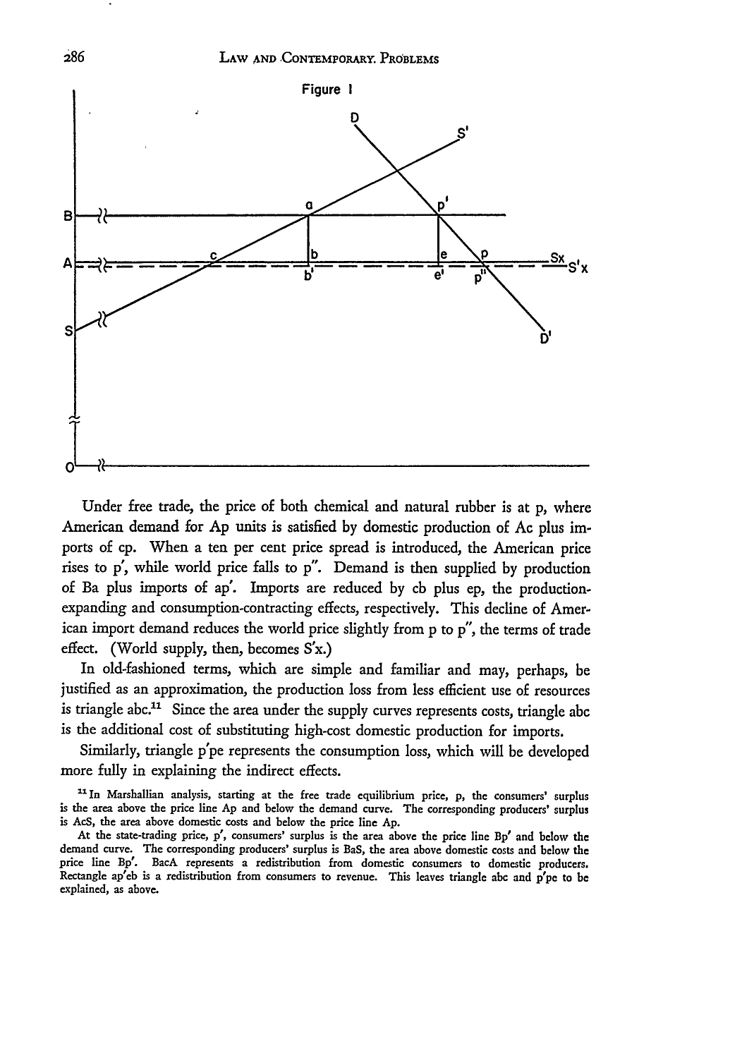Figure I

Under free trade, the price of both chemical and natural rubber is at p, where American demand for Ap units is satisfied by domestic production of Ac plus imports of cp. When a ten per cent price spread is introduced, the American price rises to p′, while world price falls to p″. Demand is then supplied by production of Ba plus imports of ap′. Imports are reduced by cb plus ep, the production-expanding and consumption-contracting effects, respectively. This decline of American import demand reduces the world price slightly from p to p″, the terms of trade effect. (World supply, then, becomes S′x.)

In old-fashioned terms, which are simple and familiar and may, perhaps, be justified as an approximation, the production loss from less efficient use of resources is triangle abc.[11] Since the area under the supply curves represents costs, triangle abc is the additional cost of substituting high-cost domestic production for imports.

Similarly, triangle p′pe represents the consumption loss, which will be developed more fully in explaining the indirect effects.

[11] In Marshallian analysis, starting at the free trade equilibrium price, p, the consumers' surplus is the area above the price line Ap and below the demand curve. The corresponding producers' surplus is AcS, the area above domestic costs and below the price line Ap.

At the state-trading price, p′, consumers' surplus is the area above the price line Bp′ and below the demand curve. The corresponding producers' surplus is BaS, the area above domestic costs and below the price line Bp′. BacA represents a redistribution from domestic consumers to domestic producers. Rectangle ap′eb is a redistribution from consumers to revenue. This leaves triangle abc and p′pe to be explained, as above.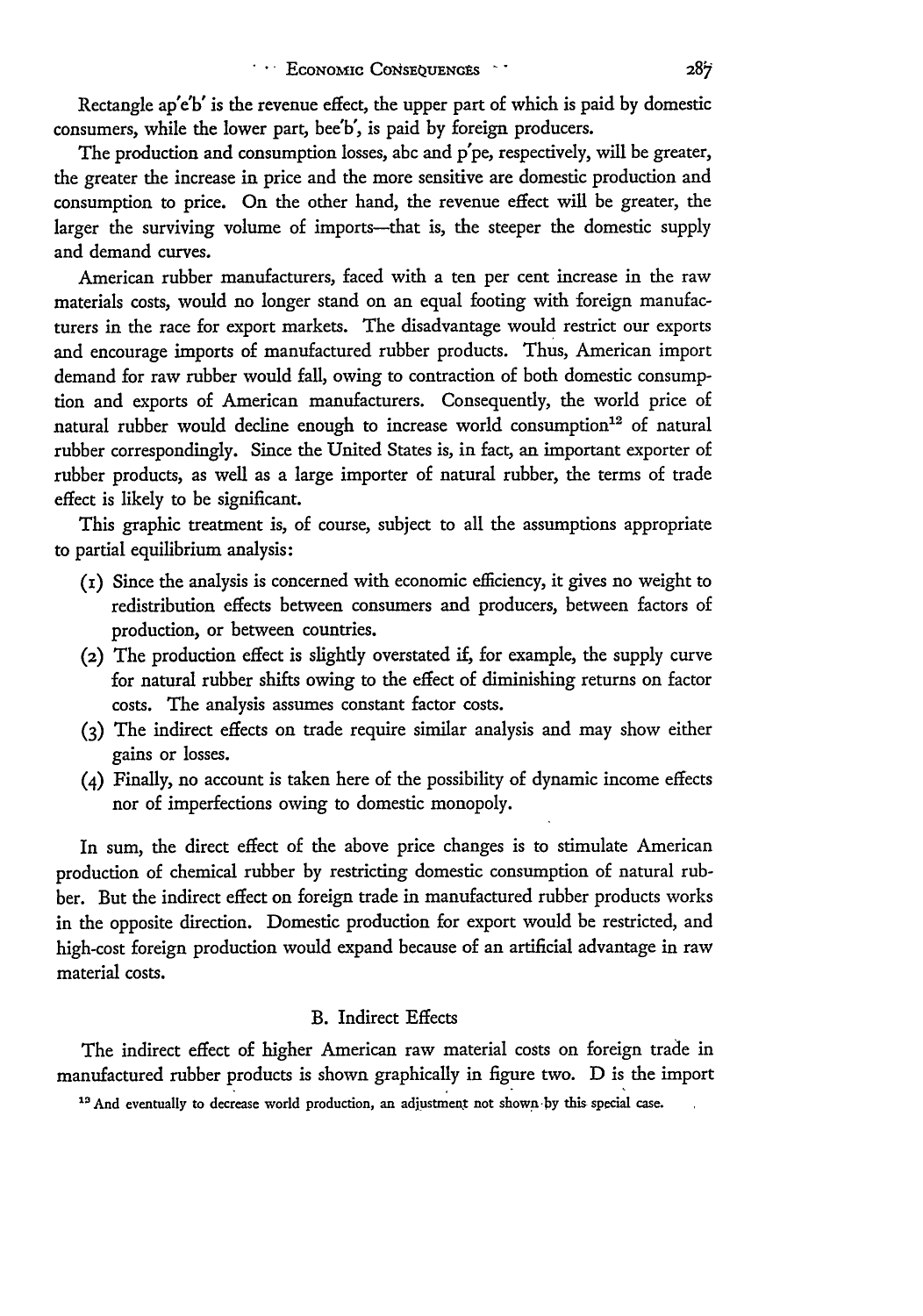Rectangle ap'e'b' is the revenue effect, the upper part of which is paid by domestic consumers, while the lower part, bee'b', is paid by foreign producers.

The production and consumption losses, abc and p'pe, respectively, will be greater, the greater the increase in price and the more sensitive are domestic production and consumption to price. On the other hand, the revenue effect will be greater, the larger the surviving volume of imports—that is, the steeper the domestic supply and demand curves.

American rubber manufacturers, faced with a ten per cent increase in the raw materials costs, would no longer stand on an equal footing with foreign manufacturers in the race for export markets. The disadvantage would restrict our exports and encourage imports of manufactured rubber products. Thus, American import demand for raw rubber would fall, owing to contraction of both domestic consumption and exports of American manufacturers. Consequently, the world price of natural rubber would decline enough to increase world consumption[12] of natural rubber correspondingly. Since the United States is, in fact, an important exporter of rubber products, as well as a large importer of natural rubber, the terms of trade effect is likely to be significant.

This graphic treatment is, of course, subject to all the assumptions appropriate to partial equilibrium analysis:

(1) Since the analysis is concerned with economic efficiency, it gives no weight to redistribution effects between consumers and producers, between factors of production, or between countries.

(2) The production effect is slightly overstated if, for example, the supply curve for natural rubber shifts owing to the effect of diminishing returns on factor costs. The analysis assumes constant factor costs.

(3) The indirect effects on trade require similar analysis and may show either gains or losses.

(4) Finally, no account is taken here of the possibility of dynamic income effects nor of imperfections owing to domestic monopoly.

In sum, the direct effect of the above price changes is to stimulate American production of chemical rubber by restricting domestic consumption of natural rubber. But the indirect effect on foreign trade in manufactured rubber products works in the opposite direction. Domestic production for export would be restricted, and high-cost foreign production would expand because of an artificial advantage in raw material costs.

### B. Indirect Effects

The indirect effect of higher American raw material costs on foreign trade in manufactured rubber products is shown graphically in figure two. D is the import

[12] And eventually to decrease world production, an adjustment not shown by this special case.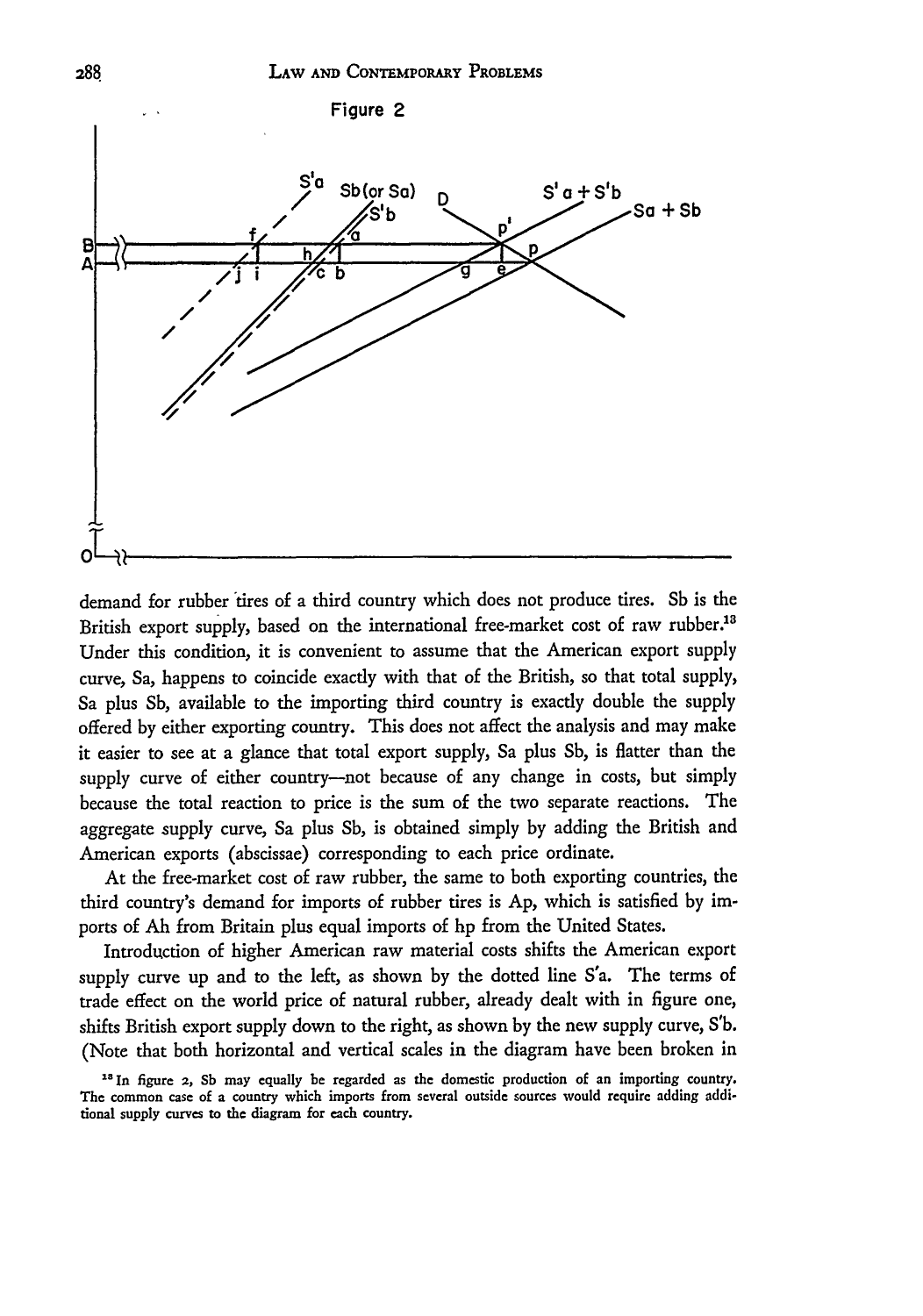Figure 2

demand for rubber tires of a third country which does not produce tires. Sb is the British export supply, based on the international free-market cost of raw rubber.[13] Under this condition, it is convenient to assume that the American export supply curve, Sa, happens to coincide exactly with that of the British, so that total supply, Sa plus Sb, available to the importing third country is exactly double the supply offered by either exporting country. This does not affect the analysis and may make it easier to see at a glance that total export supply, Sa plus Sb, is flatter than the supply curve of either country—not because of any change in costs, but simply because the total reaction to price is the sum of the two separate reactions. The aggregate supply curve, Sa plus Sb, is obtained simply by adding the British and American exports (abscissae) corresponding to each price ordinate.

At the free-market cost of raw rubber, the same to both exporting countries, the third country's demand for imports of rubber tires is Ap, which is satisfied by imports of Ah from Britain plus equal imports of hp from the United States.

Introduction of higher American raw material costs shifts the American export supply curve up and to the left, as shown by the dotted line S'a. The terms of trade effect on the world price of natural rubber, already dealt with in figure one, shifts British export supply down to the right, as shown by the new supply curve, S'b. (Note that both horizontal and vertical scales in the diagram have been broken in

[13] In figure 2, Sb may equally be regarded as the domestic production of an importing country. The common case of a country which imports from several outside sources would require adding additional supply curves to the diagram for each country.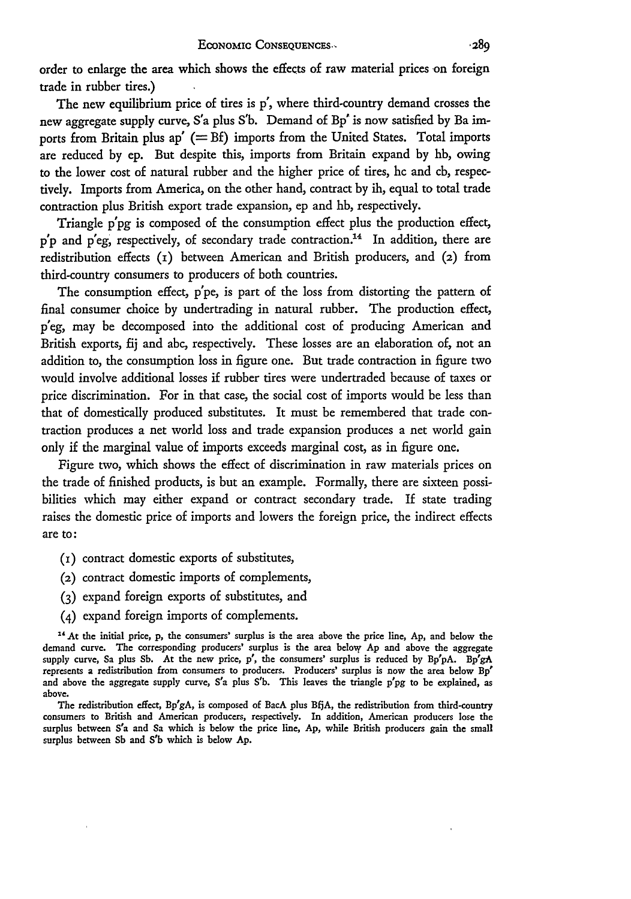order to enlarge the area which shows the effects of raw material prices on foreign trade in rubber tires.)

The new equilibrium price of tires is p′, where third-country demand crosses the new aggregate supply curve, S′a plus S′b. Demand of Bp′ is now satisfied by Ba imports from Britain plus ap′ (= Bf) imports from the United States. Total imports are reduced by ep. But despite this, imports from Britain expand by hb, owing to the lower cost of natural rubber and the higher price of tires, hc and cb, respectively. Imports from America, on the other hand, contract by ih, equal to total trade contraction plus British export trade expansion, ep and hb, respectively.

Triangle p′pg is composed of the consumption effect plus the production effect, p′p and p′eg, respectively, of secondary trade contraction.[14] In addition, there are redistribution effects (1) between American and British producers, and (2) from third-country consumers to producers of both countries.

The consumption effect, p′pe, is part of the loss from distorting the pattern of final consumer choice by undertrading in natural rubber. The production effect, p′eg, may be decomposed into the additional cost of producing American and British exports, fij and abc, respectively. These losses are an elaboration of, not an addition to, the consumption loss in figure one. But trade contraction in figure two would involve additional losses if rubber tires were undertraded because of taxes or price discrimination. For in that case, the social cost of imports would be less than that of domestically produced substitutes. It must be remembered that trade contraction produces a net world loss and trade expansion produces a net world gain only if the marginal value of imports exceeds marginal cost, as in figure one.

Figure two, which shows the effect of discrimination in raw materials prices on the trade of finished products, is but an example. Formally, there are sixteen possibilities which may either expand or contract secondary trade. If state trading raises the domestic price of imports and lowers the foreign price, the indirect effects are to:

(1) contract domestic exports of substitutes,

(2) contract domestic imports of complements,

(3) expand foreign exports of substitutes, and

(4) expand foreign imports of complements.

[14] At the initial price, p, the consumers' surplus is the area above the price line, Ap, and below the demand curve. The corresponding producers' surplus is the area below Ap and above the aggregate supply curve, Sa plus Sb. At the new price, p′, the consumers' surplus is reduced by Bp′pA. Bp′gA represents a redistribution from consumers to producers. Producers' surplus is now the area below Bp′ and above the aggregate supply curve, S′a plus S′b. This leaves the triangle p′pg to be explained, as above.

The redistribution effect, Bp′gA, is composed of BacA plus BfjA, the redistribution from third-country consumers to British and American producers, respectively. In addition, American producers lose the surplus between S′a and Sa which is below the price line, Ap, while British producers gain the small surplus between Sb and S′b which is below Ap.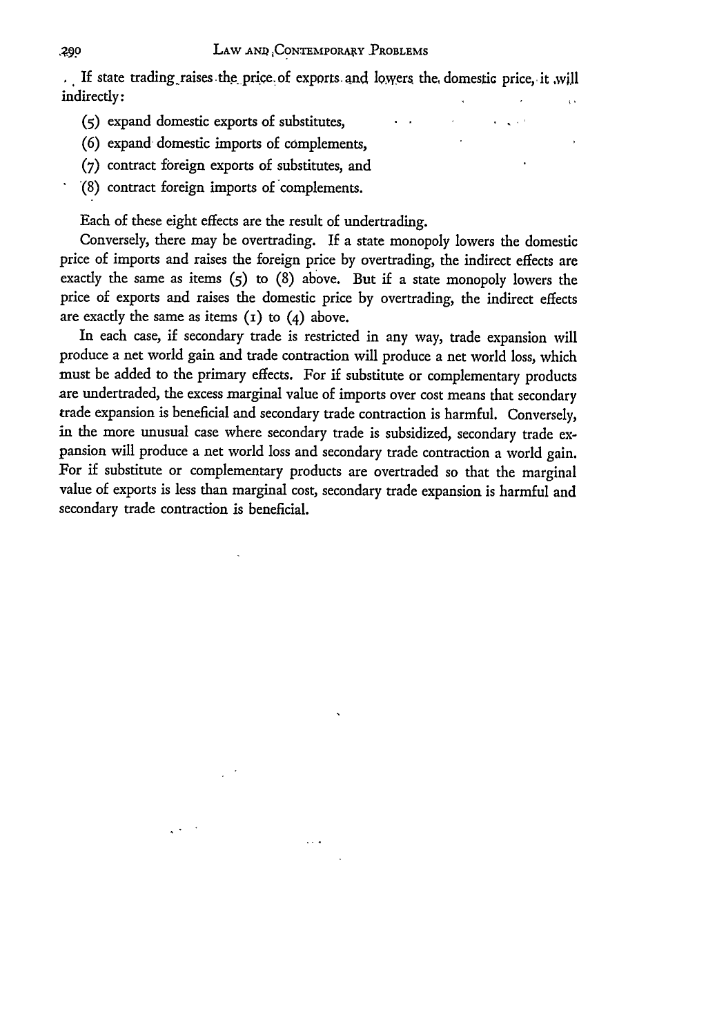If state trading raises the price of exports and lowers the domestic price, it will indirectly:

(5) expand domestic exports of substitutes,

(6) expand domestic imports of complements,

(7) contract foreign exports of substitutes, and

(8) contract foreign imports of complements.

Each of these eight effects are the result of undertrading.

Conversely, there may be overtrading. If a state monopoly lowers the domestic price of imports and raises the foreign price by overtrading, the indirect effects are exactly the same as items (5) to (8) above. But if a state monopoly lowers the price of exports and raises the domestic price by overtrading, the indirect effects are exactly the same as items (1) to (4) above.

In each case, if secondary trade is restricted in any way, trade expansion will produce a net world gain and trade contraction will produce a net world loss, which must be added to the primary effects. For if substitute or complementary products are undertraded, the excess marginal value of imports over cost means that secondary trade expansion is beneficial and secondary trade contraction is harmful. Conversely, in the more unusual case where secondary trade is subsidized, secondary trade expansion will produce a net world loss and secondary trade contraction a world gain. For if substitute or complementary products are overtraded so that the marginal value of exports is less than marginal cost, secondary trade expansion is harmful and secondary trade contraction is beneficial.